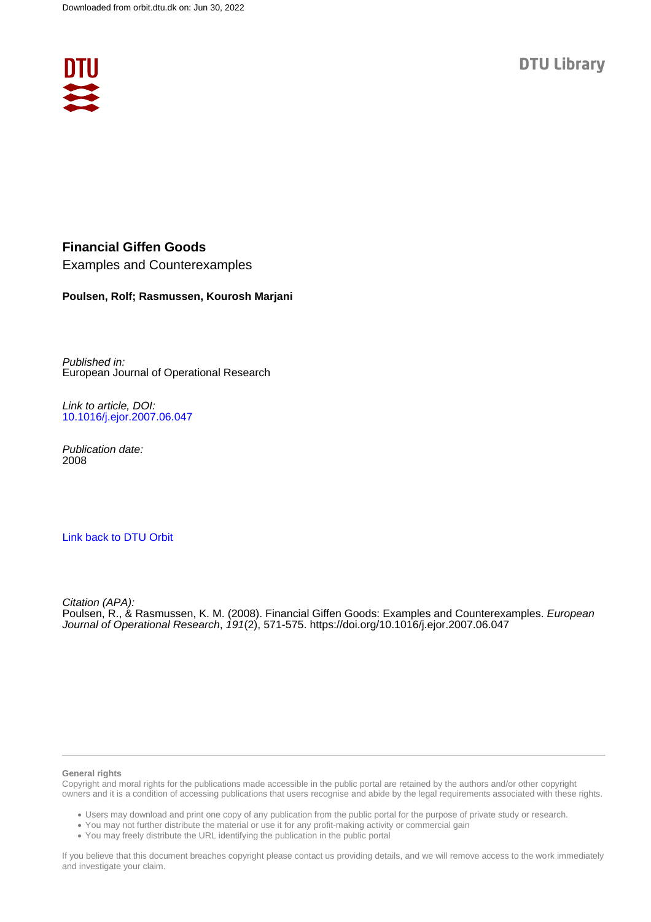Downloaded from orbit.dtu.dk on: Jun 30, 2022

DTU Library

# Financial Giffen Goods

Examples and Counterexamples

**Poulsen, Rolf; Rasmussen, Kourosh Marjani**

*Published in:*
European Journal of Operational Research

*Link to article, DOI:*
[10.1016/j.ejor.2007.06.047](https://doi.org/10.1016/j.ejor.2007.06.047)

*Publication date:*
2008

[Link back to DTU Orbit](https://orbit.dtu.dk)

*Citation (APA):*
Poulsen, R., & Rasmussen, K. M. (2008). Financial Giffen Goods: Examples and Counterexamples. *European Journal of Operational Research*, *191*(2), 571-575. https://doi.org/10.1016/j.ejor.2007.06.047

**General rights**

Copyright and moral rights for the publications made accessible in the public portal are retained by the authors and/or other copyright owners and it is a condition of accessing publications that users recognise and abide by the legal requirements associated with these rights.

- Users may download and print one copy of any publication from the public portal for the purpose of private study or research.
- You may not further distribute the material or use it for any profit-making activity or commercial gain
- You may freely distribute the URL identifying the publication in the public portal

If you believe that this document breaches copyright please contact us providing details, and we will remove access to the work immediately and investigate your claim.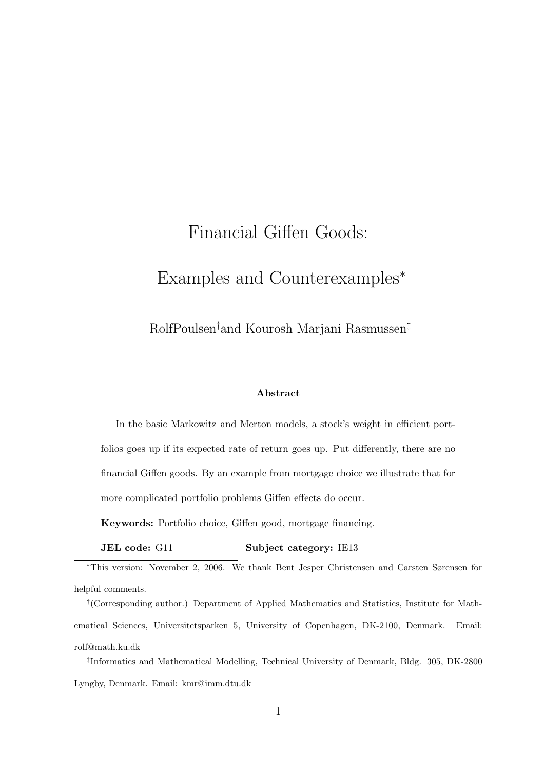# Financial Giffen Goods:

# Examples and Counterexamples*

RolfPoulsen† and Kourosh Marjani Rasmussen‡

**Abstract**

In the basic Markowitz and Merton models, a stock's weight in efficient portfolios goes up if its expected rate of return goes up. Put differently, there are no financial Giffen goods. By an example from mortgage choice we illustrate that for more complicated portfolio problems Giffen effects do occur.

**Keywords:** Portfolio choice, Giffen good, mortgage financing.

**JEL code:** G11 **Subject category:** IE13

---

*This version: November 2, 2006. We thank Bent Jesper Christensen and Carsten Sørensen for helpful comments.

†(Corresponding author.) Department of Applied Mathematics and Statistics, Institute for Mathematical Sciences, Universitetsparken 5, University of Copenhagen, DK-2100, Denmark. Email: rolf@math.ku.dk

‡Informatics and Mathematical Modelling, Technical University of Denmark, Bldg. 305, DK-2800 Lyngby, Denmark. Email: kmr@imm.dtu.dk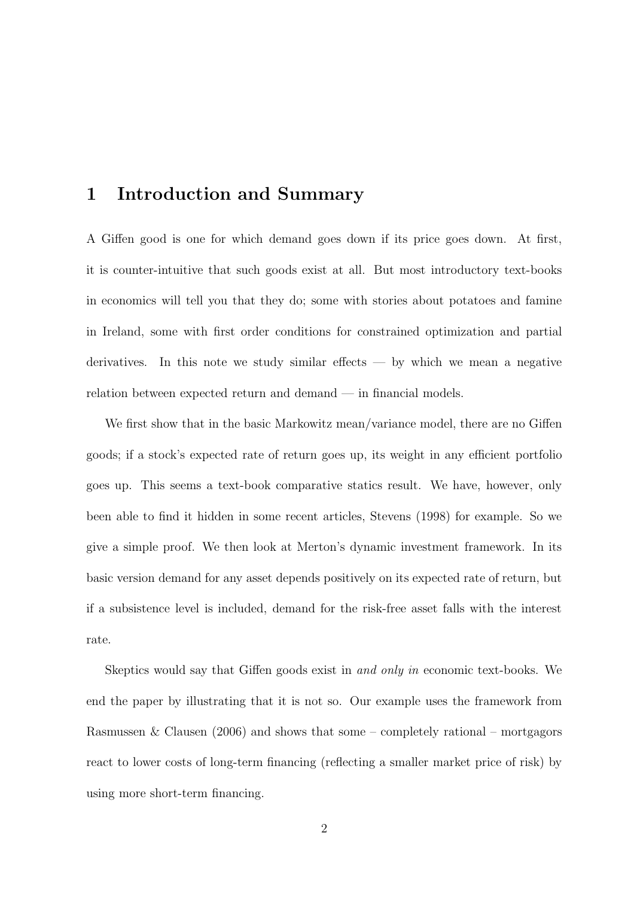## 1 Introduction and Summary

A Giffen good is one for which demand goes down if its price goes down. At first, it is counter-intuitive that such goods exist at all. But most introductory text-books in economics will tell you that they do; some with stories about potatoes and famine in Ireland, some with first order conditions for constrained optimization and partial derivatives. In this note we study similar effects — by which we mean a negative relation between expected return and demand — in financial models.

We first show that in the basic Markowitz mean/variance model, there are no Giffen goods; if a stock's expected rate of return goes up, its weight in any efficient portfolio goes up. This seems a text-book comparative statics result. We have, however, only been able to find it hidden in some recent articles, Stevens (1998) for example. So we give a simple proof. We then look at Merton's dynamic investment framework. In its basic version demand for any asset depends positively on its expected rate of return, but if a subsistence level is included, demand for the risk-free asset falls with the interest rate.

Skeptics would say that Giffen goods exist in *and only in* economic text-books. We end the paper by illustrating that it is not so. Our example uses the framework from Rasmussen & Clausen (2006) and shows that some – completely rational – mortgagors react to lower costs of long-term financing (reflecting a smaller market price of risk) by using more short-term financing.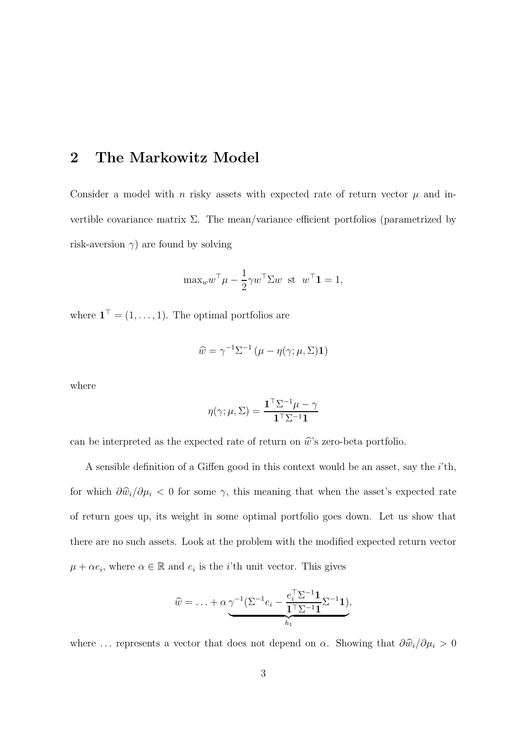## 2 The Markowitz Model

Consider a model with $n$ risky assets with expected rate of return vector $\mu$ and invertible covariance matrix $\Sigma$. The mean/variance efficient portfolios (parametrized by risk-aversion $\gamma$) are found by solving

$$\max_w w^\top \mu - \frac{1}{2}\gamma w^\top \Sigma w \;\text{ st }\; w^\top \mathbf{1} = 1,$$

where $\mathbf{1}^\top = (1, \ldots, 1)$. The optimal portfolios are

$$\widehat{w} = \gamma^{-1}\Sigma^{-1}\left(\mu - \eta(\gamma; \mu, \Sigma)\mathbf{1}\right)$$

where

$$\eta(\gamma; \mu, \Sigma) = \frac{\mathbf{1}^\top \Sigma^{-1}\mu - \gamma}{\mathbf{1}^\top \Sigma^{-1}\mathbf{1}}$$

can be interpreted as the expected rate of return on $\widehat{w}$'s zero-beta portfolio.

A sensible definition of a Giffen good in this context would be an asset, say the $i$'th, for which $\partial \widehat{w}_i / \partial \mu_i < 0$ for some $\gamma$, this meaning that when the asset's expected rate of return goes up, its weight in some optimal portfolio goes down. Let us show that there are no such assets. Look at the problem with the modified expected return vector $\mu + \alpha e_i$, where $\alpha \in \mathbb{R}$ and $e_i$ is the $i$'th unit vector. This gives

$$\widehat{w} = \ldots + \alpha \underbrace{\gamma^{-1}(\Sigma^{-1}e_i - \frac{e_i^\top \Sigma^{-1}\mathbf{1}}{\mathbf{1}^\top \Sigma^{-1}\mathbf{1}}\Sigma^{-1}\mathbf{1})}_{h_1},$$

where $\ldots$ represents a vector that does not depend on $\alpha$. Showing that $\partial \widehat{w}_i / \partial \mu_i > 0$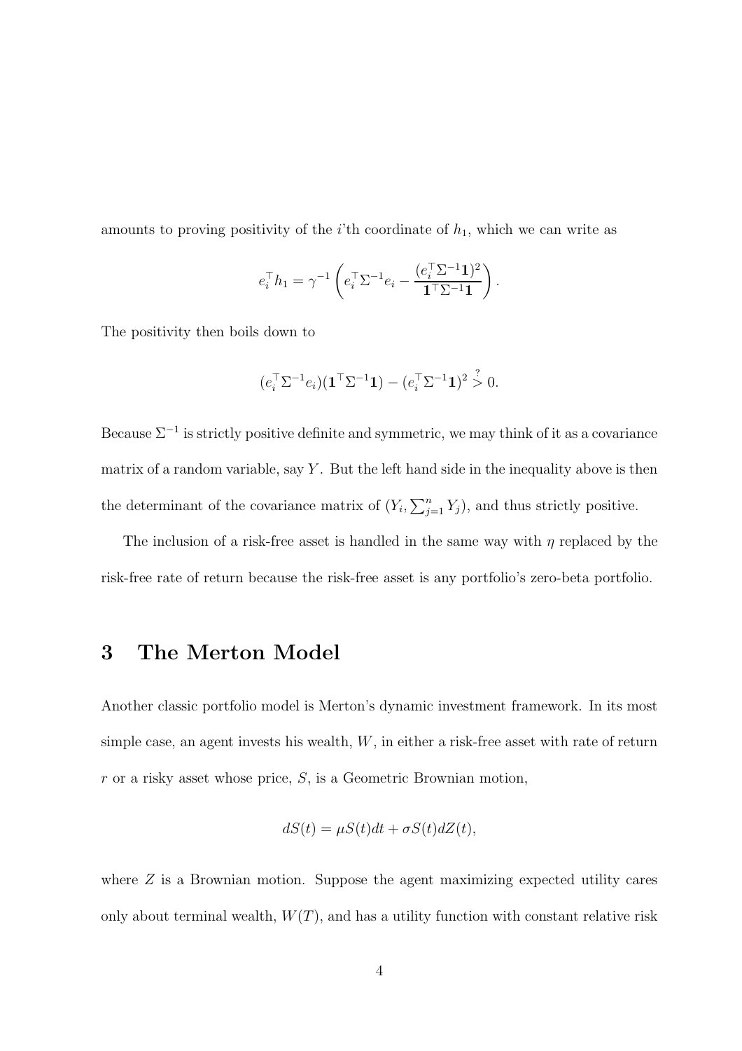amounts to proving positivity of the $i$'th coordinate of $h_1$, which we can write as

$$e_i^\top h_1 = \gamma^{-1}\left(e_i^\top \Sigma^{-1} e_i - \frac{(e_i^\top \Sigma^{-1}\mathbf{1})^2}{\mathbf{1}^\top \Sigma^{-1}\mathbf{1}}\right).$$

The positivity then boils down to

$$(e_i^\top \Sigma^{-1} e_i)(\mathbf{1}^\top \Sigma^{-1}\mathbf{1}) - (e_i^\top \Sigma^{-1}\mathbf{1})^2 \overset{?}{>} 0.$$

Because $\Sigma^{-1}$ is strictly positive definite and symmetric, we may think of it as a covariance matrix of a random variable, say $Y$. But the left hand side in the inequality above is then the determinant of the covariance matrix of $(Y_i, \sum_{j=1}^n Y_j)$, and thus strictly positive.

The inclusion of a risk-free asset is handled in the same way with $\eta$ replaced by the risk-free rate of return because the risk-free asset is any portfolio's zero-beta portfolio.

# 3 The Merton Model

Another classic portfolio model is Merton's dynamic investment framework. In its most simple case, an agent invests his wealth, $W$, in either a risk-free asset with rate of return $r$ or a risky asset whose price, $S$, is a Geometric Brownian motion,

$$dS(t) = \mu S(t)dt + \sigma S(t)dZ(t),$$

where $Z$ is a Brownian motion. Suppose the agent maximizing expected utility cares only about terminal wealth, $W(T)$, and has a utility function with constant relative risk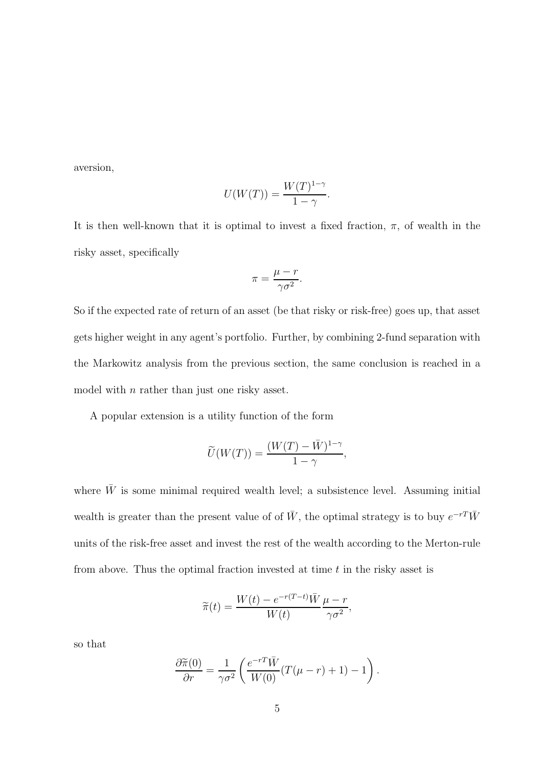aversion,

$$U(W(T)) = \frac{W(T)^{1-\gamma}}{1-\gamma}.$$

It is then well-known that it is optimal to invest a fixed fraction, $\pi$, of wealth in the risky asset, specifically

$$\pi = \frac{\mu - r}{\gamma \sigma^2}.$$

So if the expected rate of return of an asset (be that risky or risk-free) goes up, that asset gets higher weight in any agent's portfolio. Further, by combining 2-fund separation with the Markowitz analysis from the previous section, the same conclusion is reached in a model with $n$ rather than just one risky asset.

A popular extension is a utility function of the form

$$\widetilde{U}(W(T)) = \frac{(W(T) - \bar{W})^{1-\gamma}}{1-\gamma},$$

where $\bar{W}$ is some minimal required wealth level; a subsistence level. Assuming initial wealth is greater than the present value of of $\bar{W}$, the optimal strategy is to buy $e^{-rT}\bar{W}$ units of the risk-free asset and invest the rest of the wealth according to the Merton-rule from above. Thus the optimal fraction invested at time $t$ in the risky asset is

$$\widetilde{\pi}(t) = \frac{W(t) - e^{-r(T-t)}\bar{W}}{W(t)} \frac{\mu - r}{\gamma \sigma^2},$$

so that

$$\frac{\partial \widetilde{\pi}(0)}{\partial r} = \frac{1}{\gamma \sigma^2} \left( \frac{e^{-rT}\bar{W}}{W(0)} (T(\mu - r) + 1) - 1 \right).$$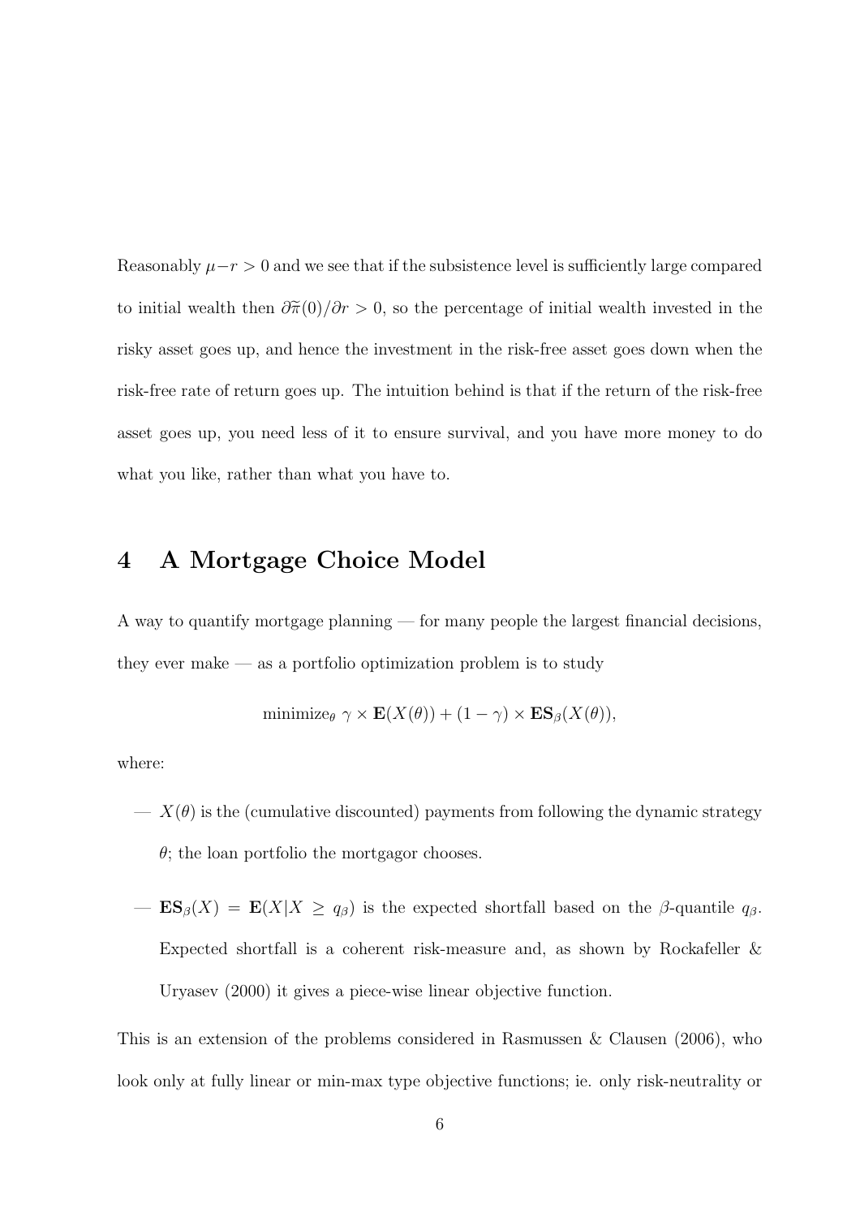Reasonably $\mu - r > 0$ and we see that if the subsistence level is sufficiently large compared to initial wealth then $\partial\widetilde{\pi}(0)/\partial r > 0$, so the percentage of initial wealth invested in the risky asset goes up, and hence the investment in the risk-free asset goes down when the risk-free rate of return goes up. The intuition behind is that if the return of the risk-free asset goes up, you need less of it to ensure survival, and you have more money to do what you like, rather than what you have to.

## 4 A Mortgage Choice Model

A way to quantify mortgage planning — for many people the largest financial decisions, they ever make — as a portfolio optimization problem is to study

$$\text{minimize}_\theta \ \gamma \times \mathbf{E}(X(\theta)) + (1-\gamma) \times \mathbf{ES}_\beta(X(\theta)),$$

where:

- $X(\theta)$ is the (cumulative discounted) payments from following the dynamic strategy $\theta$; the loan portfolio the mortgagor chooses.
- $\mathbf{ES}_\beta(X) = \mathbf{E}(X|X \geq q_\beta)$ is the expected shortfall based on the $\beta$-quantile $q_\beta$. Expected shortfall is a coherent risk-measure and, as shown by Rockafeller & Uryasev (2000) it gives a piece-wise linear objective function.

This is an extension of the problems considered in Rasmussen & Clausen (2006), who look only at fully linear or min-max type objective functions; ie. only risk-neutrality or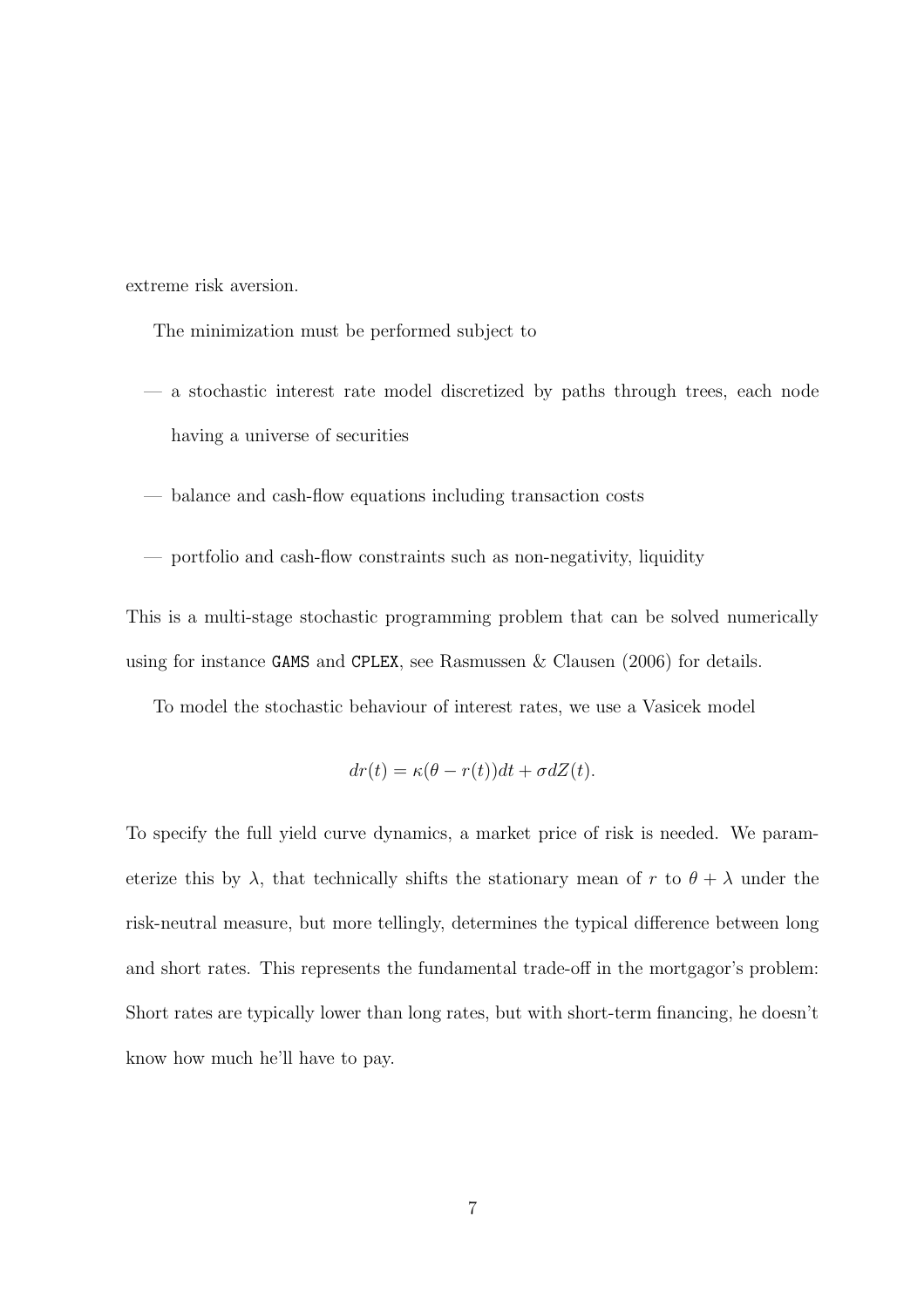extreme risk aversion.

The minimization must be performed subject to

- a stochastic interest rate model discretized by paths through trees, each node having a universe of securities
- balance and cash-flow equations including transaction costs
- portfolio and cash-flow constraints such as non-negativity, liquidity

This is a multi-stage stochastic programming problem that can be solved numerically using for instance `GAMS` and `CPLEX`, see Rasmussen & Clausen (2006) for details.

To model the stochastic behaviour of interest rates, we use a Vasicek model

$$dr(t) = \kappa(\theta - r(t))dt + \sigma dZ(t).$$

To specify the full yield curve dynamics, a market price of risk is needed. We parameterize this by $\lambda$, that technically shifts the stationary mean of $r$ to $\theta + \lambda$ under the risk-neutral measure, but more tellingly, determines the typical difference between long and short rates. This represents the fundamental trade-off in the mortgagor's problem: Short rates are typically lower than long rates, but with short-term financing, he doesn't know how much he'll have to pay.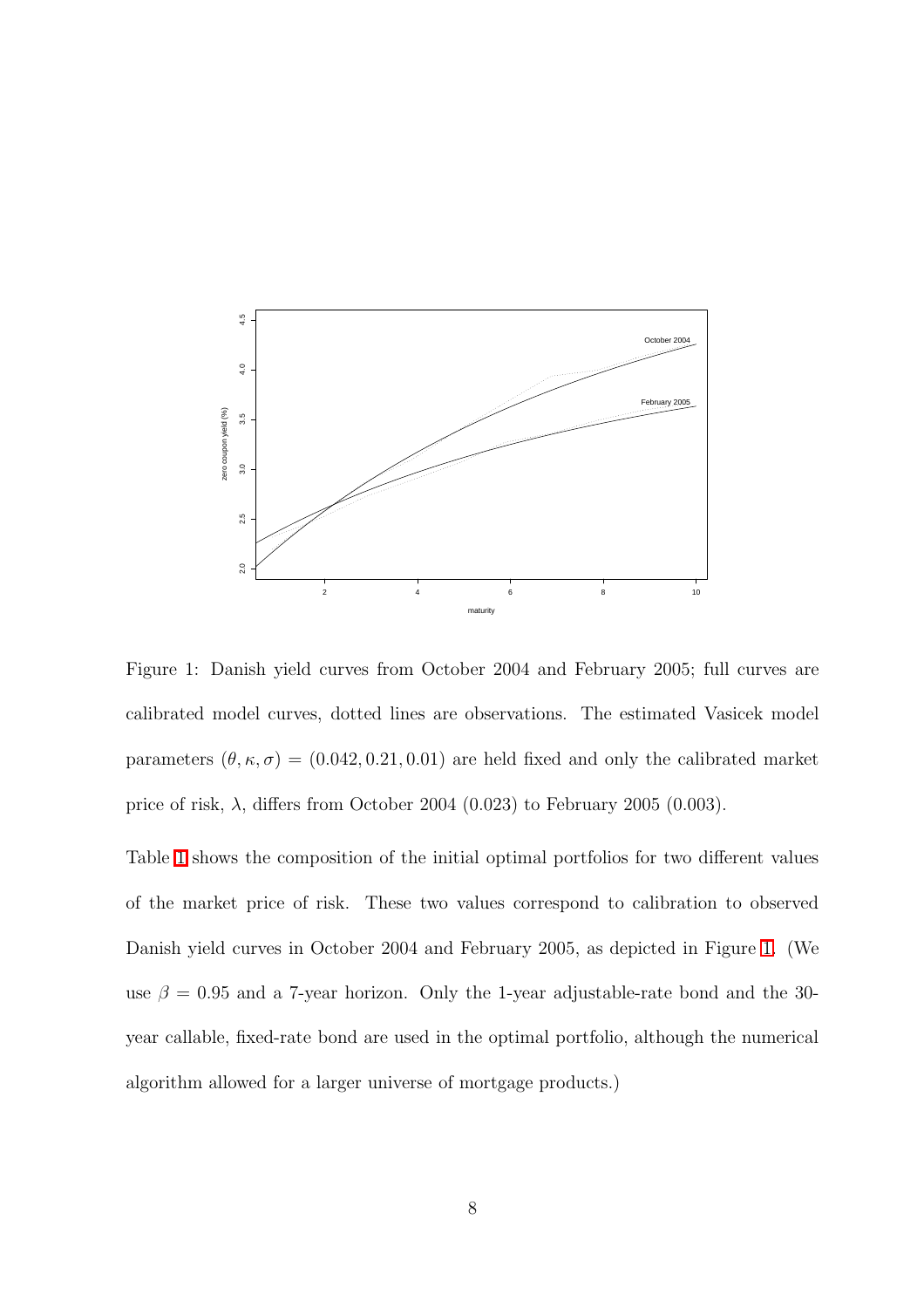Figure 1: Danish yield curves from October 2004 and February 2005; full curves are calibrated model curves, dotted lines are observations. The estimated Vasicek model parameters $(\theta, \kappa, \sigma) = (0.042, 0.21, 0.01)$ are held fixed and only the calibrated market price of risk, $\lambda$, differs from October 2004 (0.023) to February 2005 (0.003).

Table 1 shows the composition of the initial optimal portfolios for two different values of the market price of risk. These two values correspond to calibration to observed Danish yield curves in October 2004 and February 2005, as depicted in Figure 1. (We use $\beta = 0.95$ and a 7-year horizon. Only the 1-year adjustable-rate bond and the 30-year callable, fixed-rate bond are used in the optimal portfolio, although the numerical algorithm allowed for a larger universe of mortgage products.)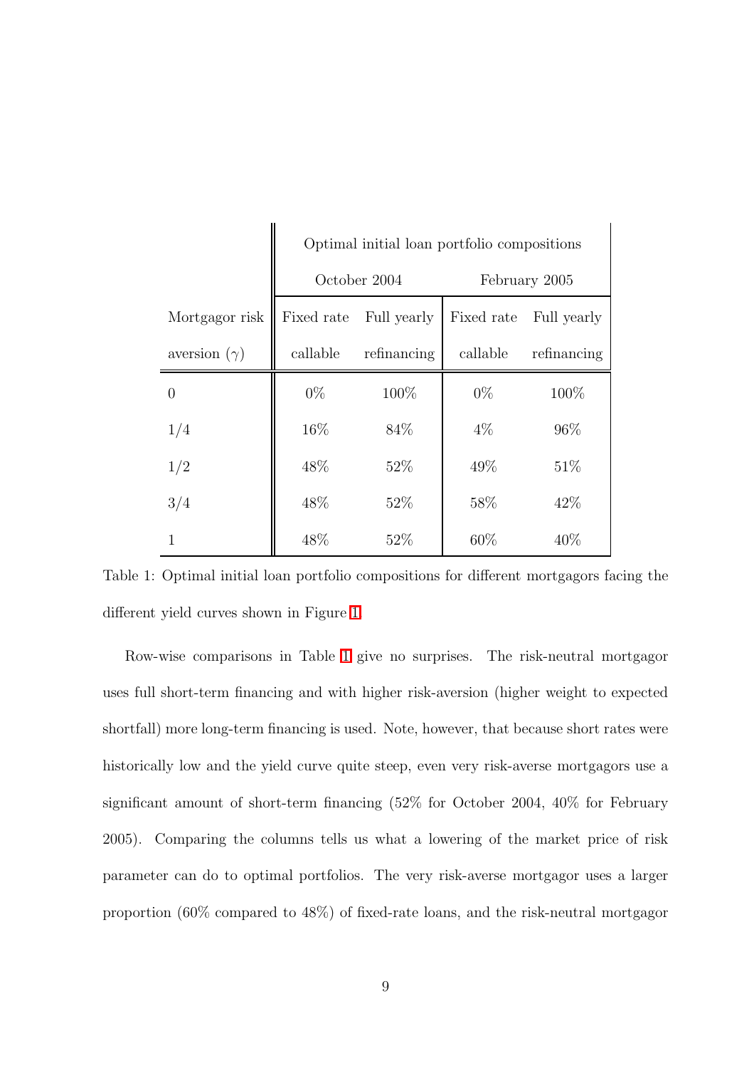| Mortgagor risk aversion ($\gamma$) | Optimal initial loan portfolio compositions | | | |
|---|---|---|---|---|
| | October 2004 | | February 2005 | |
| | Fixed rate callable | Full yearly refinancing | Fixed rate callable | Full yearly refinancing |
| 0 | 0% | 100% | 0% | 100% |
| 1/4 | 16% | 84% | 4% | 96% |
| 1/2 | 48% | 52% | 49% | 51% |
| 3/4 | 48% | 52% | 58% | 42% |
| 1 | 48% | 52% | 60% | 40% |

Table 1: Optimal initial loan portfolio compositions for different mortgagors facing the different yield curves shown in Figure 1.

Row-wise comparisons in Table 1 give no surprises. The risk-neutral mortgagor uses full short-term financing and with higher risk-aversion (higher weight to expected shortfall) more long-term financing is used. Note, however, that because short rates were historically low and the yield curve quite steep, even very risk-averse mortgagors use a significant amount of short-term financing (52% for October 2004, 40% for February 2005). Comparing the columns tells us what a lowering of the market price of risk parameter can do to optimal portfolios. The very risk-averse mortgagor uses a larger proportion (60% compared to 48%) of fixed-rate loans, and the risk-neutral mortgagor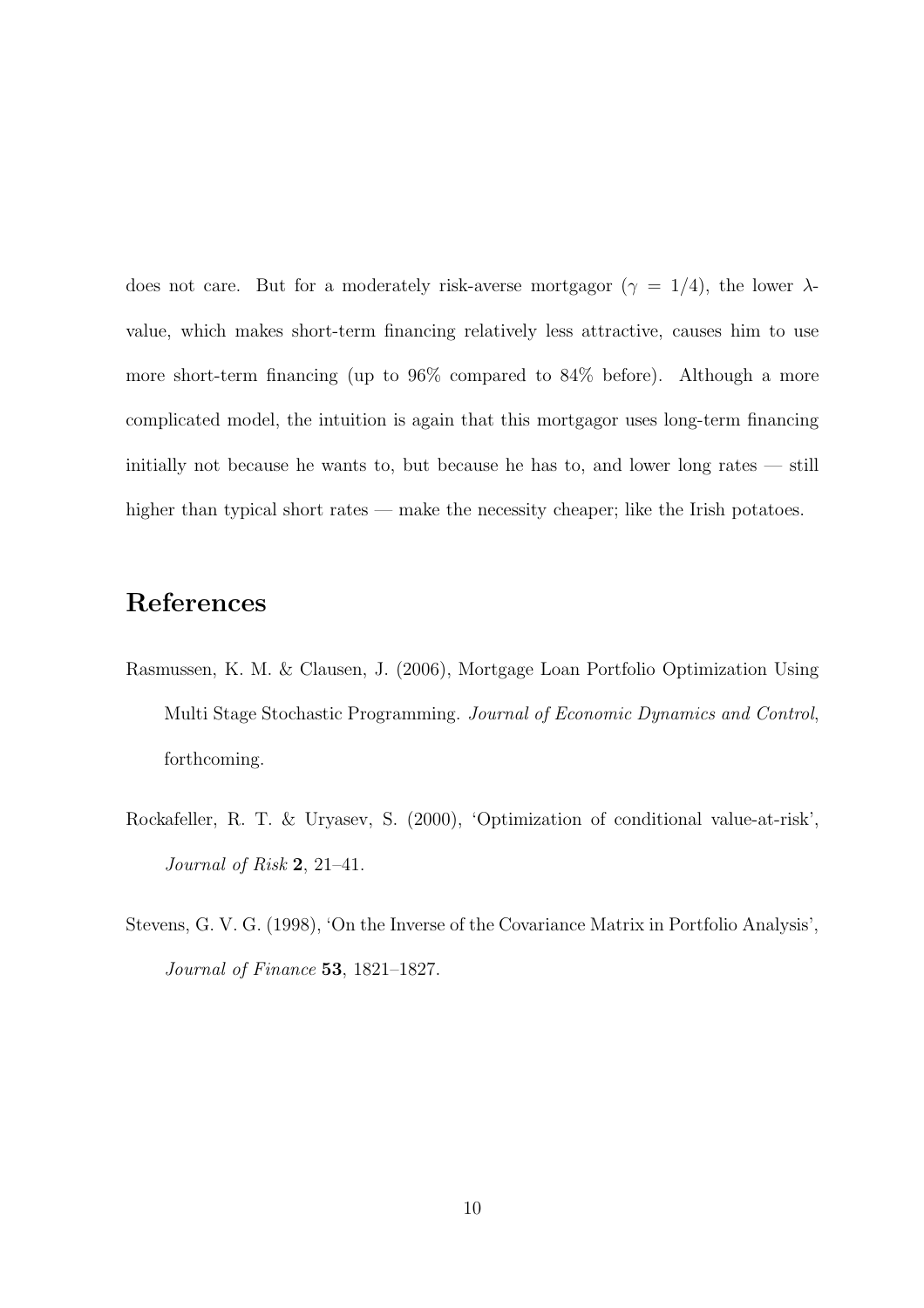does not care. But for a moderately risk-averse mortgagor ($\gamma = 1/4$), the lower $\lambda$-value, which makes short-term financing relatively less attractive, causes him to use more short-term financing (up to 96% compared to 84% before). Although a more complicated model, the intuition is again that this mortgagor uses long-term financing initially not because he wants to, but because he has to, and lower long rates — still higher than typical short rates — make the necessity cheaper; like the Irish potatoes.

## References

Rasmussen, K. M. & Clausen, J. (2006), Mortgage Loan Portfolio Optimization Using Multi Stage Stochastic Programming. *Journal of Economic Dynamics and Control*, forthcoming.

Rockafeller, R. T. & Uryasev, S. (2000), 'Optimization of conditional value-at-risk', *Journal of Risk* **2**, 21–41.

Stevens, G. V. G. (1998), 'On the Inverse of the Covariance Matrix in Portfolio Analysis', *Journal of Finance* **53**, 1821–1827.